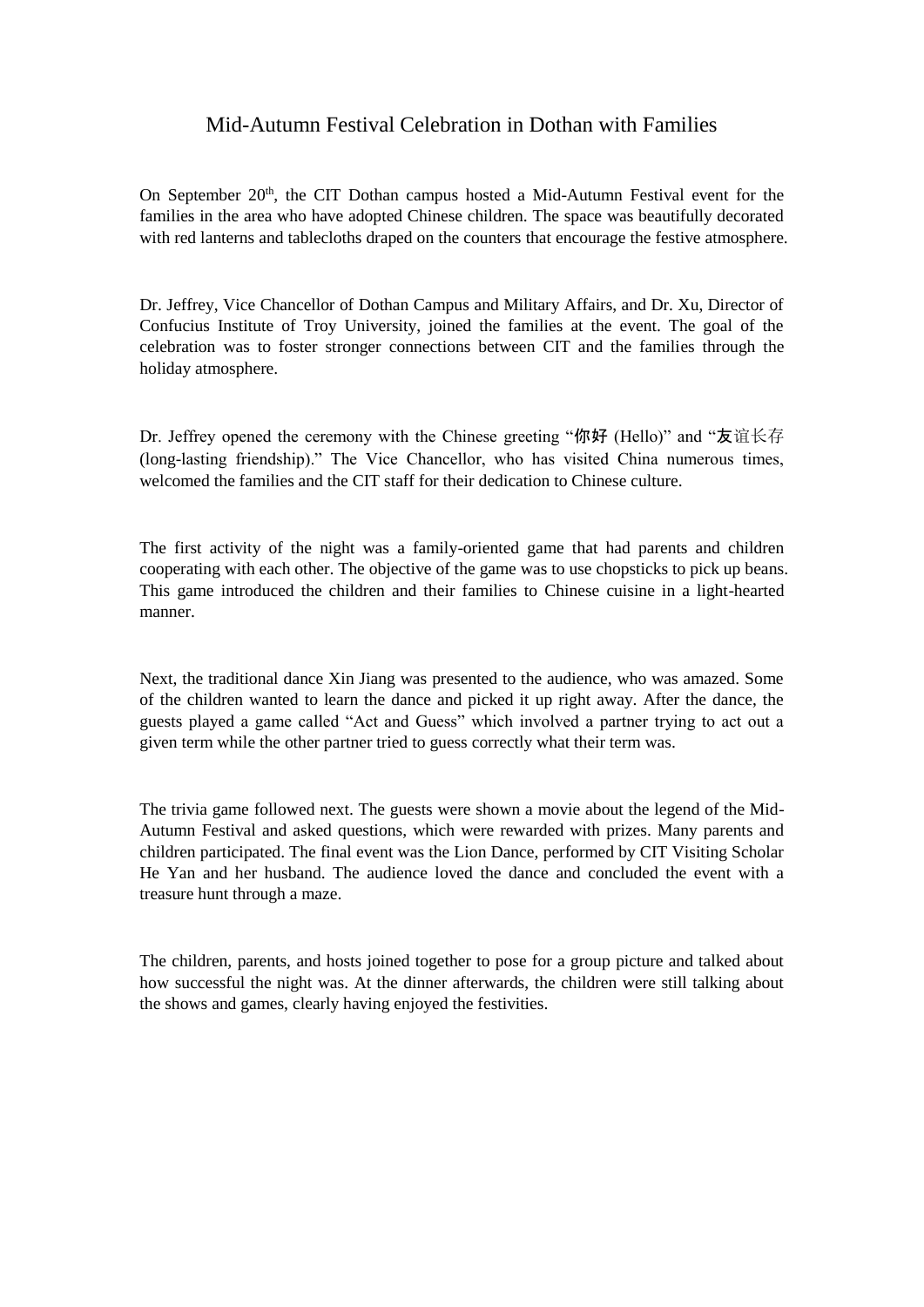# Mid-Autumn Festival Celebration in Dothan with Families

On September 20th, the CIT Dothan campus hosted a Mid-Autumn Festival event for the families in the area who have adopted Chinese children. The space was beautifully decorated with red lanterns and tablecloths draped on the counters that encourage the festive atmosphere.

Dr. Jeffrey, Vice Chancellor of Dothan Campus and Military Affairs, and Dr. Xu, Director of Confucius Institute of Troy University, joined the families at the event. The goal of the celebration was to foster stronger connections between CIT and the families through the holiday atmosphere.

Dr. Jeffrey opened the ceremony with the Chinese greeting "你好 (Hello)" and "友谊长存 (long-lasting friendship)." The Vice Chancellor, who has visited China numerous times, welcomed the families and the CIT staff for their dedication to Chinese culture.

The first activity of the night was a family-oriented game that had parents and children cooperating with each other. The objective of the game was to use chopsticks to pick up beans. This game introduced the children and their families to Chinese cuisine in a light-hearted manner.

Next, the traditional dance Xin Jiang was presented to the audience, who was amazed. Some of the children wanted to learn the dance and picked it up right away. After the dance, the guests played a game called "Act and Guess" which involved a partner trying to act out a given term while the other partner tried to guess correctly what their term was.

The trivia game followed next. The guests were shown a movie about the legend of the Mid-Autumn Festival and asked questions, which were rewarded with prizes. Many parents and children participated. The final event was the Lion Dance, performed by CIT Visiting Scholar He Yan and her husband. The audience loved the dance and concluded the event with a treasure hunt through a maze.

The children, parents, and hosts joined together to pose for a group picture and talked about how successful the night was. At the dinner afterwards, the children were still talking about the shows and games, clearly having enjoyed the festivities.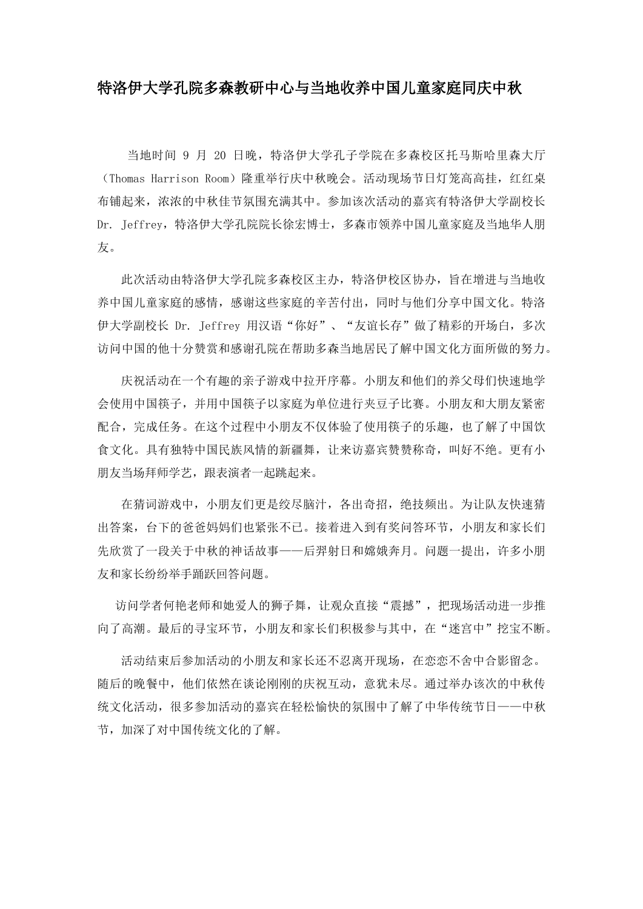**特洛伊大学孔院多森教研中心与当地收养中国儿童家庭同庆中秋**

当地时间 9 月 20 日晚，特洛伊大学孔子学院在多森校区托马斯哈里森大厅（Thomas Harrison Room）隆重举行庆中秋晚会。活动现场节日灯笼高高挂，红红桌布铺起来，浓浓的中秋佳节氛围充满其中。参加该次活动的嘉宾有特洛伊大学副校长 Dr. Jeffrey，特洛伊大学孔院院长徐宏博士，多森市领养中国儿童家庭及当地华人朋友。

此次活动由特洛伊大学孔院多森校区主办，特洛伊校区协办，旨在增进与当地收养中国儿童家庭的感情，感谢这些家庭的辛苦付出，同时与他们分享中国文化。特洛伊大学副校长 Dr. Jeffrey 用汉语“你好”、“友谊长存”做了精彩的开场白，多次访问中国的他十分赞赏和感谢孔院在帮助多森当地居民了解中国文化方面所做的努力。

庆祝活动在一个有趣的亲子游戏中拉开序幕。小朋友和他们的养父母们快速地学会使用中国筷子，并用中国筷子以家庭为单位进行夹豆子比赛。小朋友和大朋友紧密配合，完成任务。在这个过程中小朋友不仅体验了使用筷子的乐趣，也了解了中国饮食文化。具有独特中国民族风情的新疆舞，让来访嘉宾赞赞称奇，叫好不绝。更有小朋友当场拜师学艺，跟表演者一起跳起来。

在猜词游戏中，小朋友们更是绞尽脑汁，各出奇招，绝技频出。为让队友快速猜出答案，台下的爸爸妈妈们也紧张不已。接着进入到有奖问答环节，小朋友和家长们先欣赏了一段关于中秋的神话故事——后羿射日和嫦娥奔月。问题一提出，许多小朋友和家长纷纷举手踊跃回答问题。

访问学者何艳老师和她爱人的狮子舞，让观众直接“震撼”，把现场活动进一步推向了高潮。最后的寻宝环节，小朋友和家长们积极参与其中，在“迷宫中”挖宝不断。

活动结束后参加活动的小朋友和家长还不忍离开现场，在恋恋不舍中合影留念。随后的晚餐中，他们依然在谈论刚刚的庆祝互动，意犹未尽。通过举办该次的中秋传统文化活动，很多参加活动的嘉宾在轻松愉快的氛围中了解了中华传统节日——中秋节，加深了对中国传统文化的了解。